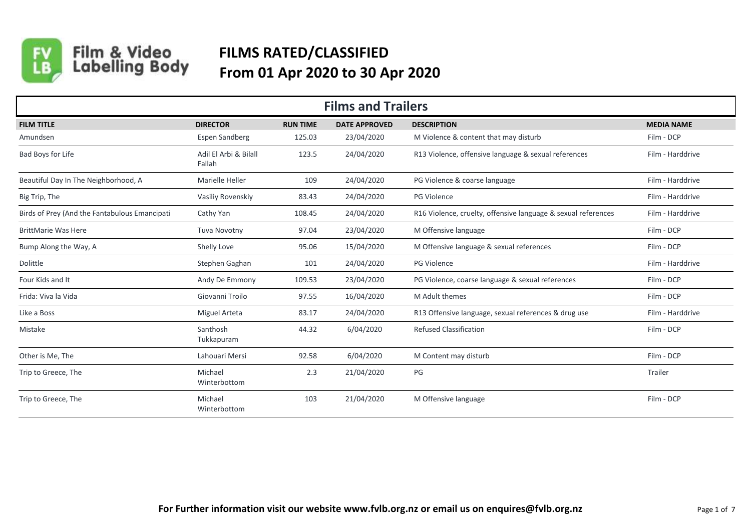# FILMS RATED/CLASSIFIED
# From 01 Apr 2020 to 30 Apr 2020

## Films and Trailers

| FILM TITLE | DIRECTOR | RUN TIME | DATE APPROVED | DESCRIPTION | MEDIA NAME |
|---|---|---|---|---|---|
| Amundsen | Espen Sandberg | 125.03 | 23/04/2020 | M Violence & content that may disturb | Film - DCP |
| Bad Boys for Life | Adil El Arbi & Bilall Fallah | 123.5 | 24/04/2020 | R13 Violence, offensive language & sexual references | Film - Harddrive |
| Beautiful Day In The Neighborhood, A | Marielle Heller | 109 | 24/04/2020 | PG Violence & coarse language | Film - Harddrive |
| Big Trip, The | Vasiliy Rovenskiy | 83.43 | 24/04/2020 | PG Violence | Film - Harddrive |
| Birds of Prey (And the Fantabulous Emancipati | Cathy Yan | 108.45 | 24/04/2020 | R16 Violence, cruelty, offensive language & sexual references | Film - Harddrive |
| BrittMarie Was Here | Tuva Novotny | 97.04 | 23/04/2020 | M Offensive language | Film - DCP |
| Bump Along the Way, A | Shelly Love | 95.06 | 15/04/2020 | M Offensive language & sexual references | Film - DCP |
| Dolittle | Stephen Gaghan | 101 | 24/04/2020 | PG Violence | Film - Harddrive |
| Four Kids and It | Andy De Emmony | 109.53 | 23/04/2020 | PG Violence, coarse language & sexual references | Film - DCP |
| Frida: Viva la Vida | Giovanni Troilo | 97.55 | 16/04/2020 | M Adult themes | Film - DCP |
| Like a Boss | Miguel Arteta | 83.17 | 24/04/2020 | R13 Offensive language, sexual references & drug use | Film - Harddrive |
| Mistake | Santhosh Tukkapuram | 44.32 | 6/04/2020 | Refused Classification | Film - DCP |
| Other is Me, The | Lahouari Mersi | 92.58 | 6/04/2020 | M Content may disturb | Film - DCP |
| Trip to Greece, The | Michael Winterbottom | 2.3 | 21/04/2020 | PG | Trailer |
| Trip to Greece, The | Michael Winterbottom | 103 | 21/04/2020 | M Offensive language | Film - DCP |

**For Further information visit our website www.fvlb.org.nz or email us on enquires@fvlb.org.nz**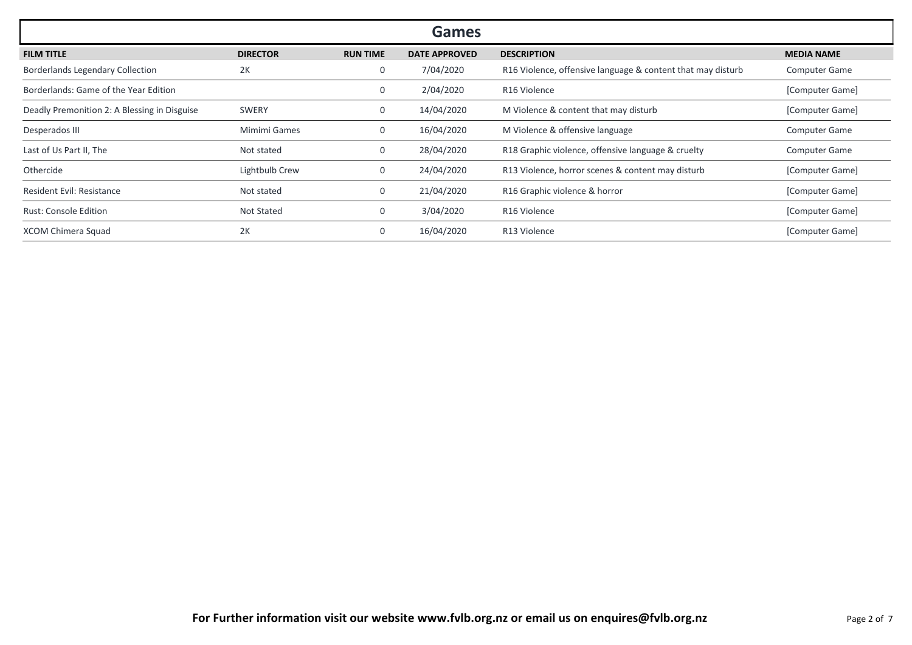# Games

| FILM TITLE | DIRECTOR | RUN TIME | DATE APPROVED | DESCRIPTION | MEDIA NAME |
|---|---|---|---|---|---|
| Borderlands Legendary Collection | 2K | 0 | 7/04/2020 | R16 Violence, offensive language & content that may disturb | Computer Game |
| Borderlands: Game of the Year Edition | | 0 | 2/04/2020 | R16 Violence | [Computer Game] |
| Deadly Premonition 2: A Blessing in Disguise | SWERY | 0 | 14/04/2020 | M Violence & content that may disturb | [Computer Game] |
| Desperados III | Mimimi Games | 0 | 16/04/2020 | M Violence & offensive language | Computer Game |
| Last of Us Part II, The | Not stated | 0 | 28/04/2020 | R18 Graphic violence, offensive language & cruelty | Computer Game |
| Othercide | Lightbulb Crew | 0 | 24/04/2020 | R13 Violence, horror scenes & content may disturb | [Computer Game] |
| Resident Evil: Resistance | Not stated | 0 | 21/04/2020 | R16 Graphic violence & horror | [Computer Game] |
| Rust: Console Edition | Not Stated | 0 | 3/04/2020 | R16 Violence | [Computer Game] |
| XCOM Chimera Squad | 2K | 0 | 16/04/2020 | R13 Violence | [Computer Game] |

**For Further information visit our website www.fvlb.org.nz or email us on enquires@fvlb.org.nz**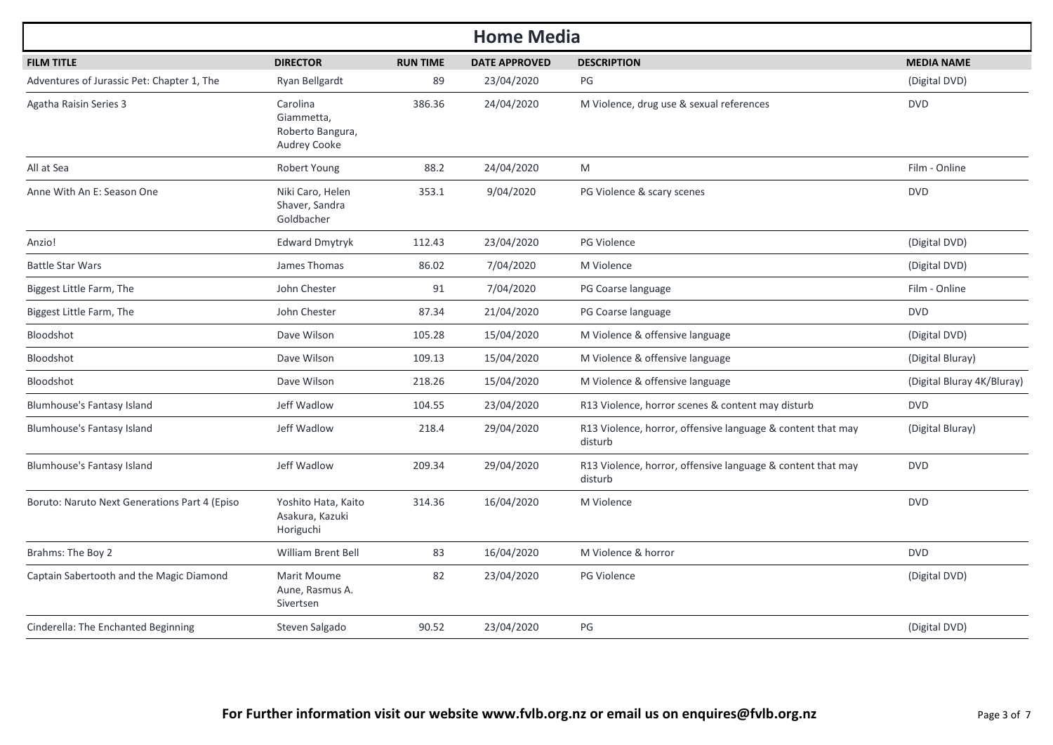## Home Media

| FILM TITLE | DIRECTOR | RUN TIME | DATE APPROVED | DESCRIPTION | MEDIA NAME |
|---|---|---|---|---|---|
| Adventures of Jurassic Pet: Chapter 1, The | Ryan Bellgardt | 89 | 23/04/2020 | PG | (Digital DVD) |
| Agatha Raisin Series 3 | Carolina Giammetta, Roberto Bangura, Audrey Cooke | 386.36 | 24/04/2020 | M Violence, drug use & sexual references | DVD |
| All at Sea | Robert Young | 88.2 | 24/04/2020 | M | Film - Online |
| Anne With An E: Season One | Niki Caro, Helen Shaver, Sandra Goldbacher | 353.1 | 9/04/2020 | PG Violence & scary scenes | DVD |
| Anzio! | Edward Dmytryk | 112.43 | 23/04/2020 | PG Violence | (Digital DVD) |
| Battle Star Wars | James Thomas | 86.02 | 7/04/2020 | M Violence | (Digital DVD) |
| Biggest Little Farm, The | John Chester | 91 | 7/04/2020 | PG Coarse language | Film - Online |
| Biggest Little Farm, The | John Chester | 87.34 | 21/04/2020 | PG Coarse language | DVD |
| Bloodshot | Dave Wilson | 105.28 | 15/04/2020 | M Violence & offensive language | (Digital DVD) |
| Bloodshot | Dave Wilson | 109.13 | 15/04/2020 | M Violence & offensive language | (Digital Bluray) |
| Bloodshot | Dave Wilson | 218.26 | 15/04/2020 | M Violence & offensive language | (Digital Bluray 4K/Bluray) |
| Blumhouse's Fantasy Island | Jeff Wadlow | 104.55 | 23/04/2020 | R13 Violence, horror scenes & content may disturb | DVD |
| Blumhouse's Fantasy Island | Jeff Wadlow | 218.4 | 29/04/2020 | R13 Violence, horror, offensive language & content that may disturb | (Digital Bluray) |
| Blumhouse's Fantasy Island | Jeff Wadlow | 209.34 | 29/04/2020 | R13 Violence, horror, offensive language & content that may disturb | DVD |
| Boruto: Naruto Next Generations Part 4 (Episo | Yoshito Hata, Kaito Asakura, Kazuki Horiguchi | 314.36 | 16/04/2020 | M Violence | DVD |
| Brahms: The Boy 2 | William Brent Bell | 83 | 16/04/2020 | M Violence & horror | DVD |
| Captain Sabertooth and the Magic Diamond | Marit Moume Aune, Rasmus A. Sivertsen | 82 | 23/04/2020 | PG Violence | (Digital DVD) |
| Cinderella: The Enchanted Beginning | Steven Salgado | 90.52 | 23/04/2020 | PG | (Digital DVD) |

**For Further information visit our website www.fvlb.org.nz or email us on enquires@fvlb.org.nz**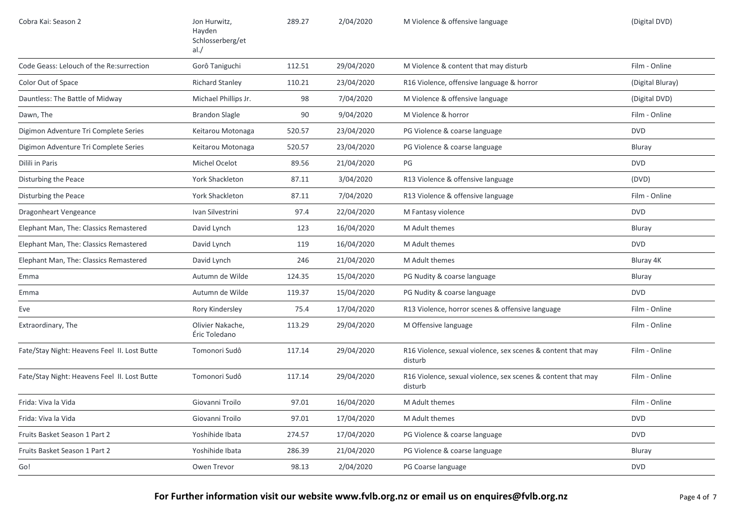| Cobra Kai: Season 2 | Jon Hurwitz, Hayden Schlosserberg/et al./ | 289.27 | 2/04/2020 | M Violence & offensive language | (Digital DVD) |
|---|---|---|---|---|---|
| Code Geass: Lelouch of the Re:surrection | Gorô Taniguchi | 112.51 | 29/04/2020 | M Violence & content that may disturb | Film - Online |
| Color Out of Space | Richard Stanley | 110.21 | 23/04/2020 | R16 Violence, offensive language & horror | (Digital Bluray) |
| Dauntless: The Battle of Midway | Michael Phillips Jr. | 98 | 7/04/2020 | M Violence & offensive language | (Digital DVD) |
| Dawn, The | Brandon Slagle | 90 | 9/04/2020 | M Violence & horror | Film - Online |
| Digimon Adventure Tri Complete Series | Keitarou Motonaga | 520.57 | 23/04/2020 | PG Violence & coarse language | DVD |
| Digimon Adventure Tri Complete Series | Keitarou Motonaga | 520.57 | 23/04/2020 | PG Violence & coarse language | Bluray |
| Dilili in Paris | Michel Ocelot | 89.56 | 21/04/2020 | PG | DVD |
| Disturbing the Peace | York Shackleton | 87.11 | 3/04/2020 | R13 Violence & offensive language | (DVD) |
| Disturbing the Peace | York Shackleton | 87.11 | 7/04/2020 | R13 Violence & offensive language | Film - Online |
| Dragonheart Vengeance | Ivan Silvestrini | 97.4 | 22/04/2020 | M Fantasy violence | DVD |
| Elephant Man, The: Classics Remastered | David Lynch | 123 | 16/04/2020 | M Adult themes | Bluray |
| Elephant Man, The: Classics Remastered | David Lynch | 119 | 16/04/2020 | M Adult themes | DVD |
| Elephant Man, The: Classics Remastered | David Lynch | 246 | 21/04/2020 | M Adult themes | Bluray 4K |
| Emma | Autumn de Wilde | 124.35 | 15/04/2020 | PG Nudity & coarse language | Bluray |
| Emma | Autumn de Wilde | 119.37 | 15/04/2020 | PG Nudity & coarse language | DVD |
| Eve | Rory Kindersley | 75.4 | 17/04/2020 | R13 Violence, horror scenes & offensive language | Film - Online |
| Extraordinary, The | Olivier Nakache, Éric Toledano | 113.29 | 29/04/2020 | M Offensive language | Film - Online |
| Fate/Stay Night: Heavens Feel II. Lost Butte | Tomonori Sudô | 117.14 | 29/04/2020 | R16 Violence, sexual violence, sex scenes & content that may disturb | Film - Online |
| Fate/Stay Night: Heavens Feel II. Lost Butte | Tomonori Sudô | 117.14 | 29/04/2020 | R16 Violence, sexual violence, sex scenes & content that may disturb | Film - Online |
| Frida: Viva la Vida | Giovanni Troilo | 97.01 | 16/04/2020 | M Adult themes | Film - Online |
| Frida: Viva la Vida | Giovanni Troilo | 97.01 | 17/04/2020 | M Adult themes | DVD |
| Fruits Basket Season 1 Part 2 | Yoshihide Ibata | 274.57 | 17/04/2020 | PG Violence & coarse language | DVD |
| Fruits Basket Season 1 Part 2 | Yoshihide Ibata | 286.39 | 21/04/2020 | PG Violence & coarse language | Bluray |
| Go! | Owen Trevor | 98.13 | 2/04/2020 | PG Coarse language | DVD |

**For Further information visit our website www.fvlb.org.nz or email us on enquires@fvlb.org.nz**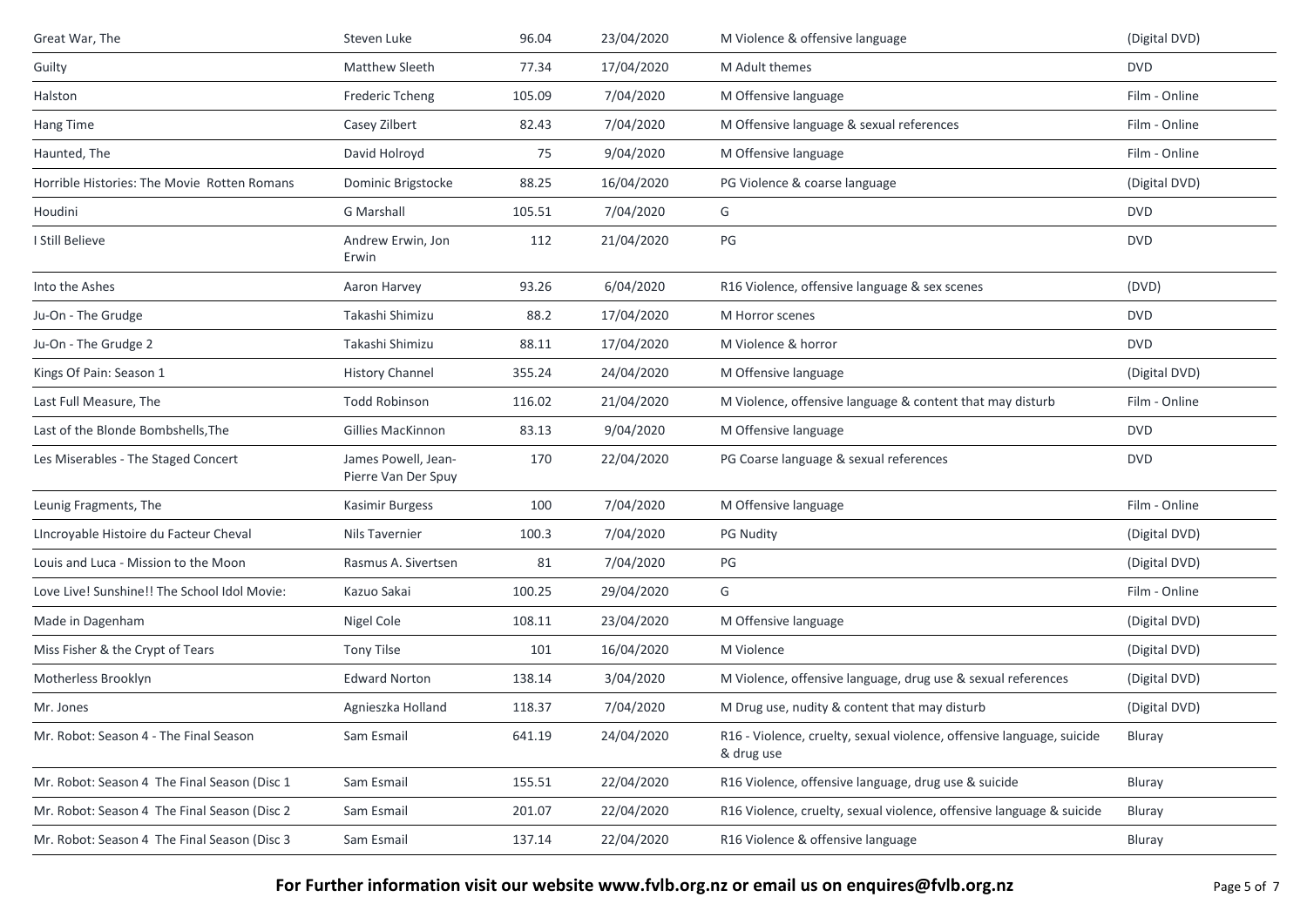| | | | | | |
|---|---|---|---|---|---|
| Great War, The | Steven Luke | 96.04 | 23/04/2020 | M Violence & offensive language | (Digital DVD) |
| Guilty | Matthew Sleeth | 77.34 | 17/04/2020 | M Adult themes | DVD |
| Halston | Frederic Tcheng | 105.09 | 7/04/2020 | M Offensive language | Film - Online |
| Hang Time | Casey Zilbert | 82.43 | 7/04/2020 | M Offensive language & sexual references | Film - Online |
| Haunted, The | David Holroyd | 75 | 9/04/2020 | M Offensive language | Film - Online |
| Horrible Histories: The Movie Rotten Romans | Dominic Brigstocke | 88.25 | 16/04/2020 | PG Violence & coarse language | (Digital DVD) |
| Houdini | G Marshall | 105.51 | 7/04/2020 | G | DVD |
| I Still Believe | Andrew Erwin, Jon Erwin | 112 | 21/04/2020 | PG | DVD |
| Into the Ashes | Aaron Harvey | 93.26 | 6/04/2020 | R16 Violence, offensive language & sex scenes | (DVD) |
| Ju-On - The Grudge | Takashi Shimizu | 88.2 | 17/04/2020 | M Horror scenes | DVD |
| Ju-On - The Grudge 2 | Takashi Shimizu | 88.11 | 17/04/2020 | M Violence & horror | DVD |
| Kings Of Pain: Season 1 | History Channel | 355.24 | 24/04/2020 | M Offensive language | (Digital DVD) |
| Last Full Measure, The | Todd Robinson | 116.02 | 21/04/2020 | M Violence, offensive language & content that may disturb | Film - Online |
| Last of the Blonde Bombshells,The | Gillies MacKinnon | 83.13 | 9/04/2020 | M Offensive language | DVD |
| Les Miserables - The Staged Concert | James Powell, Jean-Pierre Van Der Spuy | 170 | 22/04/2020 | PG Coarse language & sexual references | DVD |
| Leunig Fragments, The | Kasimir Burgess | 100 | 7/04/2020 | M Offensive language | Film - Online |
| LIncroyable Histoire du Facteur Cheval | Nils Tavernier | 100.3 | 7/04/2020 | PG Nudity | (Digital DVD) |
| Louis and Luca - Mission to the Moon | Rasmus A. Sivertsen | 81 | 7/04/2020 | PG | (Digital DVD) |
| Love Live! Sunshine!! The School Idol Movie: | Kazuo Sakai | 100.25 | 29/04/2020 | G | Film - Online |
| Made in Dagenham | Nigel Cole | 108.11 | 23/04/2020 | M Offensive language | (Digital DVD) |
| Miss Fisher & the Crypt of Tears | Tony Tilse | 101 | 16/04/2020 | M Violence | (Digital DVD) |
| Motherless Brooklyn | Edward Norton | 138.14 | 3/04/2020 | M Violence, offensive language, drug use & sexual references | (Digital DVD) |
| Mr. Jones | Agnieszka Holland | 118.37 | 7/04/2020 | M Drug use, nudity & content that may disturb | (Digital DVD) |
| Mr. Robot: Season 4 - The Final Season | Sam Esmail | 641.19 | 24/04/2020 | R16 - Violence, cruelty, sexual violence, offensive language, suicide & drug use | Bluray |
| Mr. Robot: Season 4 The Final Season (Disc 1 | Sam Esmail | 155.51 | 22/04/2020 | R16 Violence, offensive language, drug use & suicide | Bluray |
| Mr. Robot: Season 4 The Final Season (Disc 2 | Sam Esmail | 201.07 | 22/04/2020 | R16 Violence, cruelty, sexual violence, offensive language & suicide | Bluray |
| Mr. Robot: Season 4 The Final Season (Disc 3 | Sam Esmail | 137.14 | 22/04/2020 | R16 Violence & offensive language | Bluray |

**For Further information visit our website www.fvlb.org.nz or email us on enquires@fvlb.org.nz**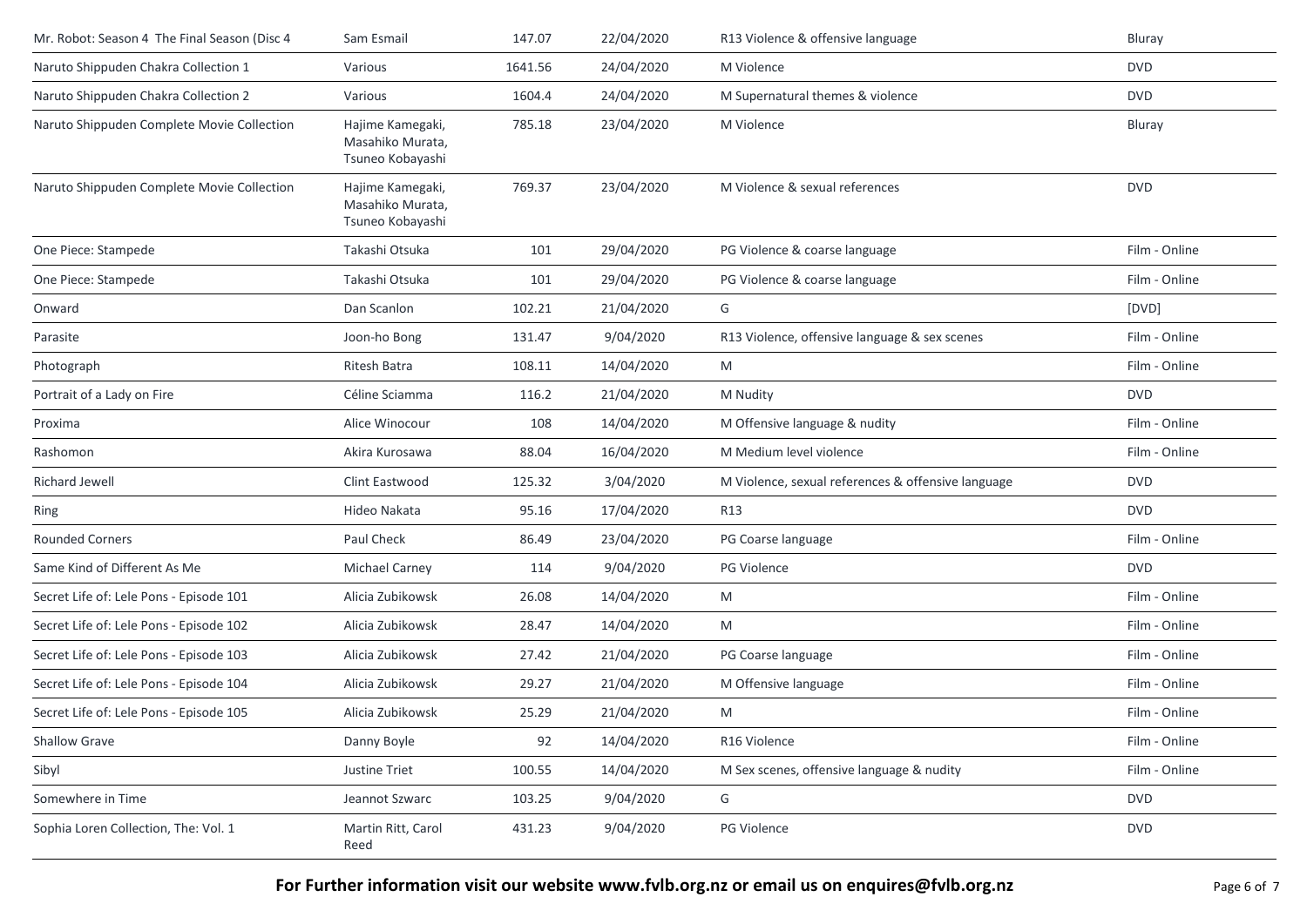| Mr. Robot: Season 4 The Final Season (Disc 4 | Sam Esmail | 147.07 | 22/04/2020 | R13 Violence & offensive language | Bluray |
|---|---|---|---|---|---|
| Naruto Shippuden Chakra Collection 1 | Various | 1641.56 | 24/04/2020 | M Violence | DVD |
| Naruto Shippuden Chakra Collection 2 | Various | 1604.4 | 24/04/2020 | M Supernatural themes & violence | DVD |
| Naruto Shippuden Complete Movie Collection | Hajime Kamegaki, Masahiko Murata, Tsuneo Kobayashi | 785.18 | 23/04/2020 | M Violence | Bluray |
| Naruto Shippuden Complete Movie Collection | Hajime Kamegaki, Masahiko Murata, Tsuneo Kobayashi | 769.37 | 23/04/2020 | M Violence & sexual references | DVD |
| One Piece: Stampede | Takashi Otsuka | 101 | 29/04/2020 | PG Violence & coarse language | Film - Online |
| One Piece: Stampede | Takashi Otsuka | 101 | 29/04/2020 | PG Violence & coarse language | Film - Online |
| Onward | Dan Scanlon | 102.21 | 21/04/2020 | G | [DVD] |
| Parasite | Joon-ho Bong | 131.47 | 9/04/2020 | R13 Violence, offensive language & sex scenes | Film - Online |
| Photograph | Ritesh Batra | 108.11 | 14/04/2020 | M | Film - Online |
| Portrait of a Lady on Fire | Céline Sciamma | 116.2 | 21/04/2020 | M Nudity | DVD |
| Proxima | Alice Winocour | 108 | 14/04/2020 | M Offensive language & nudity | Film - Online |
| Rashomon | Akira Kurosawa | 88.04 | 16/04/2020 | M Medium level violence | Film - Online |
| Richard Jewell | Clint Eastwood | 125.32 | 3/04/2020 | M Violence, sexual references & offensive language | DVD |
| Ring | Hideo Nakata | 95.16 | 17/04/2020 | R13 | DVD |
| Rounded Corners | Paul Check | 86.49 | 23/04/2020 | PG Coarse language | Film - Online |
| Same Kind of Different As Me | Michael Carney | 114 | 9/04/2020 | PG Violence | DVD |
| Secret Life of: Lele Pons - Episode 101 | Alicia Zubikowsk | 26.08 | 14/04/2020 | M | Film - Online |
| Secret Life of: Lele Pons - Episode 102 | Alicia Zubikowsk | 28.47 | 14/04/2020 | M | Film - Online |
| Secret Life of: Lele Pons - Episode 103 | Alicia Zubikowsk | 27.42 | 21/04/2020 | PG Coarse language | Film - Online |
| Secret Life of: Lele Pons - Episode 104 | Alicia Zubikowsk | 29.27 | 21/04/2020 | M Offensive language | Film - Online |
| Secret Life of: Lele Pons - Episode 105 | Alicia Zubikowsk | 25.29 | 21/04/2020 | M | Film - Online |
| Shallow Grave | Danny Boyle | 92 | 14/04/2020 | R16 Violence | Film - Online |
| Sibyl | Justine Triet | 100.55 | 14/04/2020 | M Sex scenes, offensive language & nudity | Film - Online |
| Somewhere in Time | Jeannot Szwarc | 103.25 | 9/04/2020 | G | DVD |
| Sophia Loren Collection, The: Vol. 1 | Martin Ritt, Carol Reed | 431.23 | 9/04/2020 | PG Violence | DVD |

**For Further information visit our website www.fvlb.org.nz or email us on enquires@fvlb.org.nz**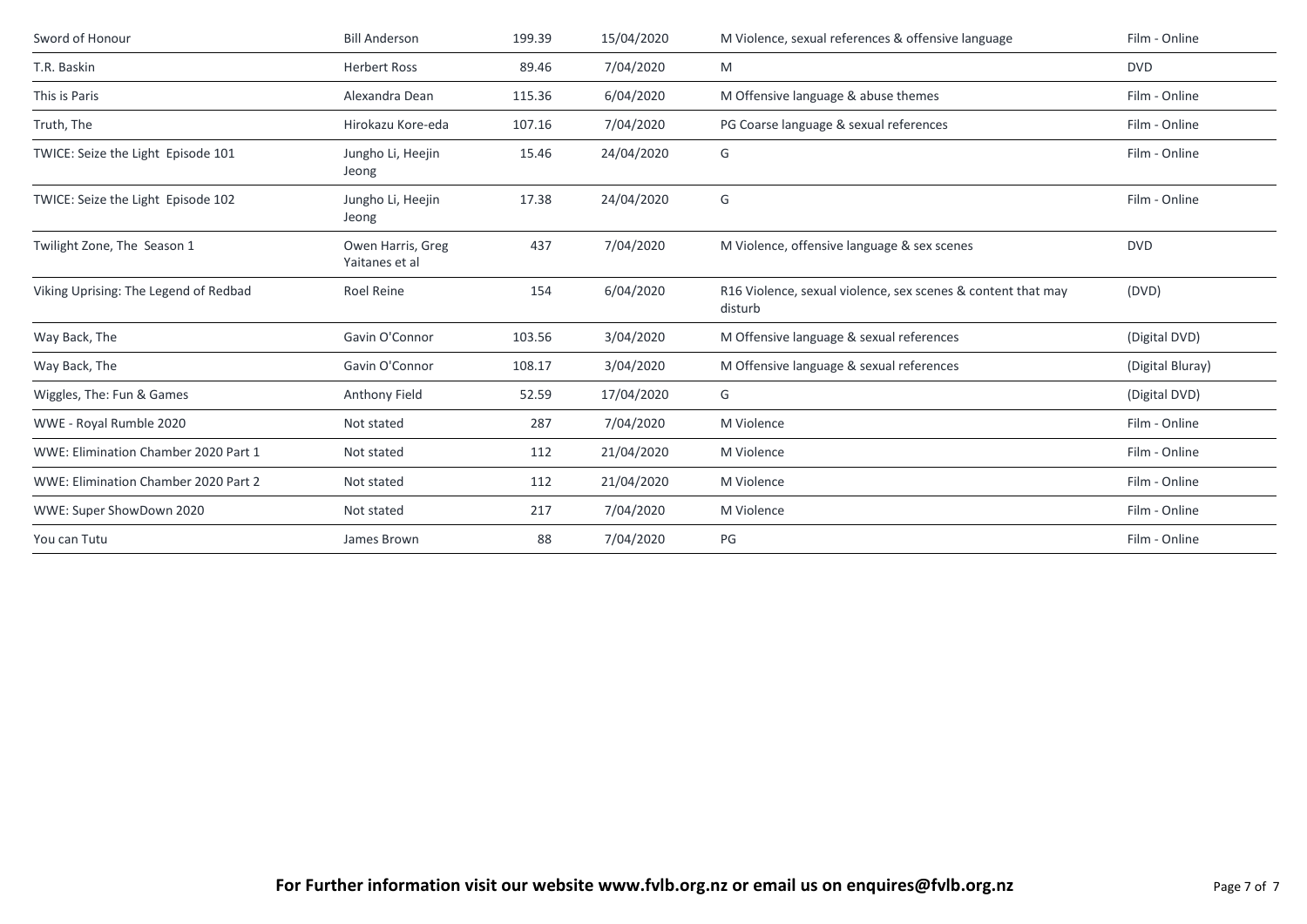| | | | | | |
|---|---|---|---|---|---|
| Sword of Honour | Bill Anderson | 199.39 | 15/04/2020 | M Violence, sexual references & offensive language | Film - Online |
| T.R. Baskin | Herbert Ross | 89.46 | 7/04/2020 | M | DVD |
| This is Paris | Alexandra Dean | 115.36 | 6/04/2020 | M Offensive language & abuse themes | Film - Online |
| Truth, The | Hirokazu Kore-eda | 107.16 | 7/04/2020 | PG Coarse language & sexual references | Film - Online |
| TWICE: Seize the Light Episode 101 | Jungho Li, Heejin Jeong | 15.46 | 24/04/2020 | G | Film - Online |
| TWICE: Seize the Light Episode 102 | Jungho Li, Heejin Jeong | 17.38 | 24/04/2020 | G | Film - Online |
| Twilight Zone, The Season 1 | Owen Harris, Greg Yaitanes et al | 437 | 7/04/2020 | M Violence, offensive language & sex scenes | DVD |
| Viking Uprising: The Legend of Redbad | Roel Reine | 154 | 6/04/2020 | R16 Violence, sexual violence, sex scenes & content that may disturb | (DVD) |
| Way Back, The | Gavin O'Connor | 103.56 | 3/04/2020 | M Offensive language & sexual references | (Digital DVD) |
| Way Back, The | Gavin O'Connor | 108.17 | 3/04/2020 | M Offensive language & sexual references | (Digital Bluray) |
| Wiggles, The: Fun & Games | Anthony Field | 52.59 | 17/04/2020 | G | (Digital DVD) |
| WWE - Royal Rumble 2020 | Not stated | 287 | 7/04/2020 | M Violence | Film - Online |
| WWE: Elimination Chamber 2020 Part 1 | Not stated | 112 | 21/04/2020 | M Violence | Film - Online |
| WWE: Elimination Chamber 2020 Part 2 | Not stated | 112 | 21/04/2020 | M Violence | Film - Online |
| WWE: Super ShowDown 2020 | Not stated | 217 | 7/04/2020 | M Violence | Film - Online |
| You can Tutu | James Brown | 88 | 7/04/2020 | PG | Film - Online |

**For Further information visit our website www.fvlb.org.nz or email us on enquires@fvlb.org.nz**